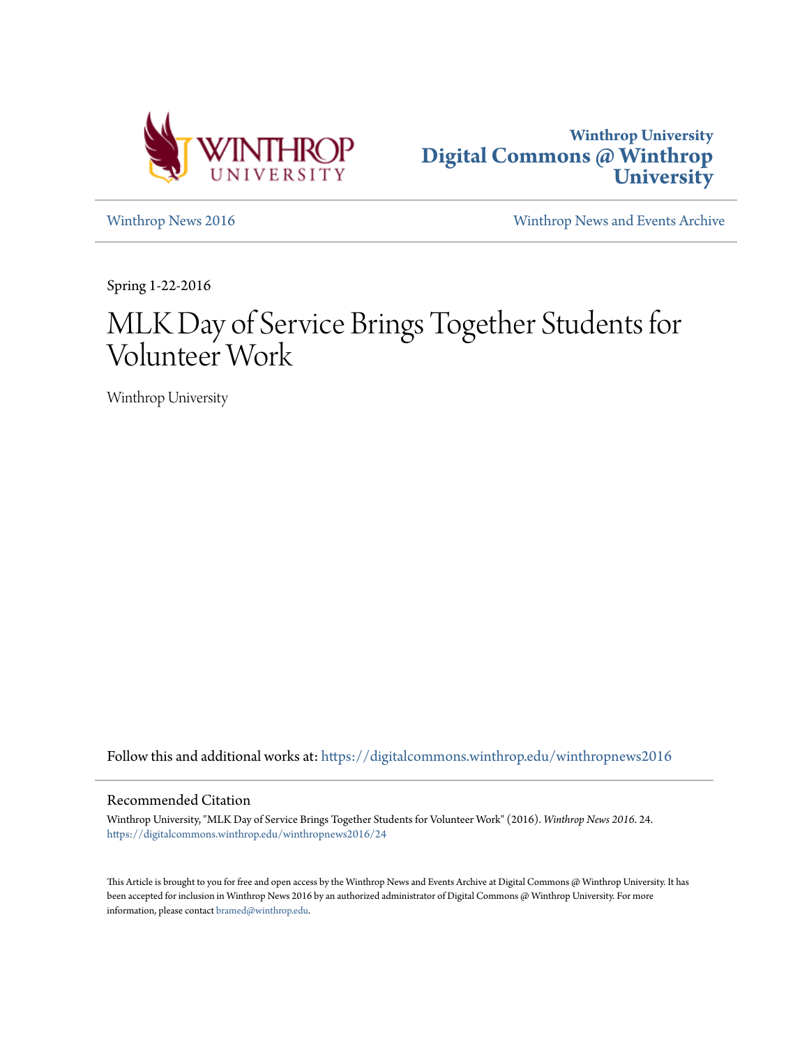Winthrop University
Digital Commons @ Winthrop University

Winthrop News 2016

Winthrop News and Events Archive

Spring 1-22-2016

# MLK Day of Service Brings Together Students for Volunteer Work

Winthrop University

Follow this and additional works at: https://digitalcommons.winthrop.edu/winthropnews2016

## Recommended Citation

Winthrop University, "MLK Day of Service Brings Together Students for Volunteer Work" (2016). *Winthrop News 2016*. 24.
https://digitalcommons.winthrop.edu/winthropnews2016/24

This Article is brought to you for free and open access by the Winthrop News and Events Archive at Digital Commons @ Winthrop University. It has been accepted for inclusion in Winthrop News 2016 by an authorized administrator of Digital Commons @ Winthrop University. For more information, please contact bramed@winthrop.edu.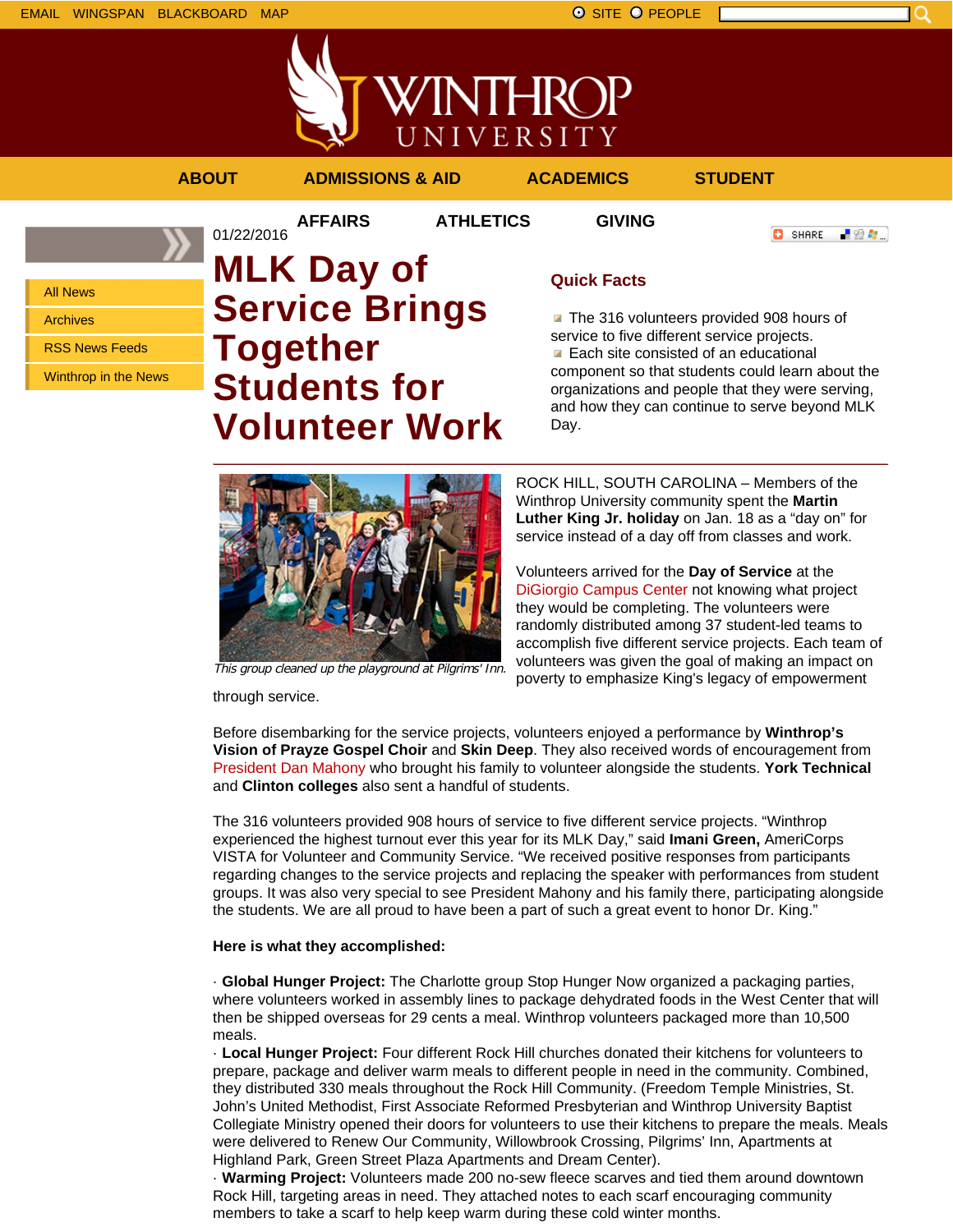EMAIL WINGSPAN BLACKBOARD MAP

SITE PEOPLE

ABOUT ADMISSIONS & AID ACADEMICS STUDENT AFFAIRS ATHLETICS GIVING

- All News
- Archives
- RSS News Feeds
- Winthrop in the News

01/22/2016

# MLK Day of Service Brings Together Students for Volunteer Work

## Quick Facts

- The 316 volunteers provided 908 hours of service to five different service projects.
- Each site consisted of an educational component so that students could learn about the organizations and people that they were serving, and how they can continue to serve beyond MLK Day.

*This group cleaned up the playground at Pilgrims' Inn.*

ROCK HILL, SOUTH CAROLINA – Members of the Winthrop University community spent the **Martin Luther King Jr. holiday** on Jan. 18 as a "day on" for service instead of a day off from classes and work.

Volunteers arrived for the **Day of Service** at the DiGiorgio Campus Center not knowing what project they would be completing. The volunteers were randomly distributed among 37 student-led teams to accomplish five different service projects. Each team of volunteers was given the goal of making an impact on poverty to emphasize King's legacy of empowerment through service.

Before disembarking for the service projects, volunteers enjoyed a performance by **Winthrop's Vision of Prayze Gospel Choir** and **Skin Deep**. They also received words of encouragement from President Dan Mahony who brought his family to volunteer alongside the students. **York Technical** and **Clinton colleges** also sent a handful of students.

The 316 volunteers provided 908 hours of service to five different service projects. "Winthrop experienced the highest turnout ever this year for its MLK Day," said **Imani Green,** AmeriCorps VISTA for Volunteer and Community Service. "We received positive responses from participants regarding changes to the service projects and replacing the speaker with performances from student groups. It was also very special to see President Mahony and his family there, participating alongside the students. We are all proud to have been a part of such a great event to honor Dr. King."

**Here is what they accomplished:**

· **Global Hunger Project:** The Charlotte group Stop Hunger Now organized a packaging parties, where volunteers worked in assembly lines to package dehydrated foods in the West Center that will then be shipped overseas for 29 cents a meal. Winthrop volunteers packaged more than 10,500 meals.
· **Local Hunger Project:** Four different Rock Hill churches donated their kitchens for volunteers to prepare, package and deliver warm meals to different people in need in the community. Combined, they distributed 330 meals throughout the Rock Hill Community. (Freedom Temple Ministries, St. John's United Methodist, First Associate Reformed Presbyterian and Winthrop University Baptist Collegiate Ministry opened their doors for volunteers to use their kitchens to prepare the meals. Meals were delivered to Renew Our Community, Willowbrook Crossing, Pilgrims' Inn, Apartments at Highland Park, Green Street Plaza Apartments and Dream Center).
· **Warming Project:** Volunteers made 200 no-sew fleece scarves and tied them around downtown Rock Hill, targeting areas in need. They attached notes to each scarf encouraging community members to take a scarf to help keep warm during these cold winter months.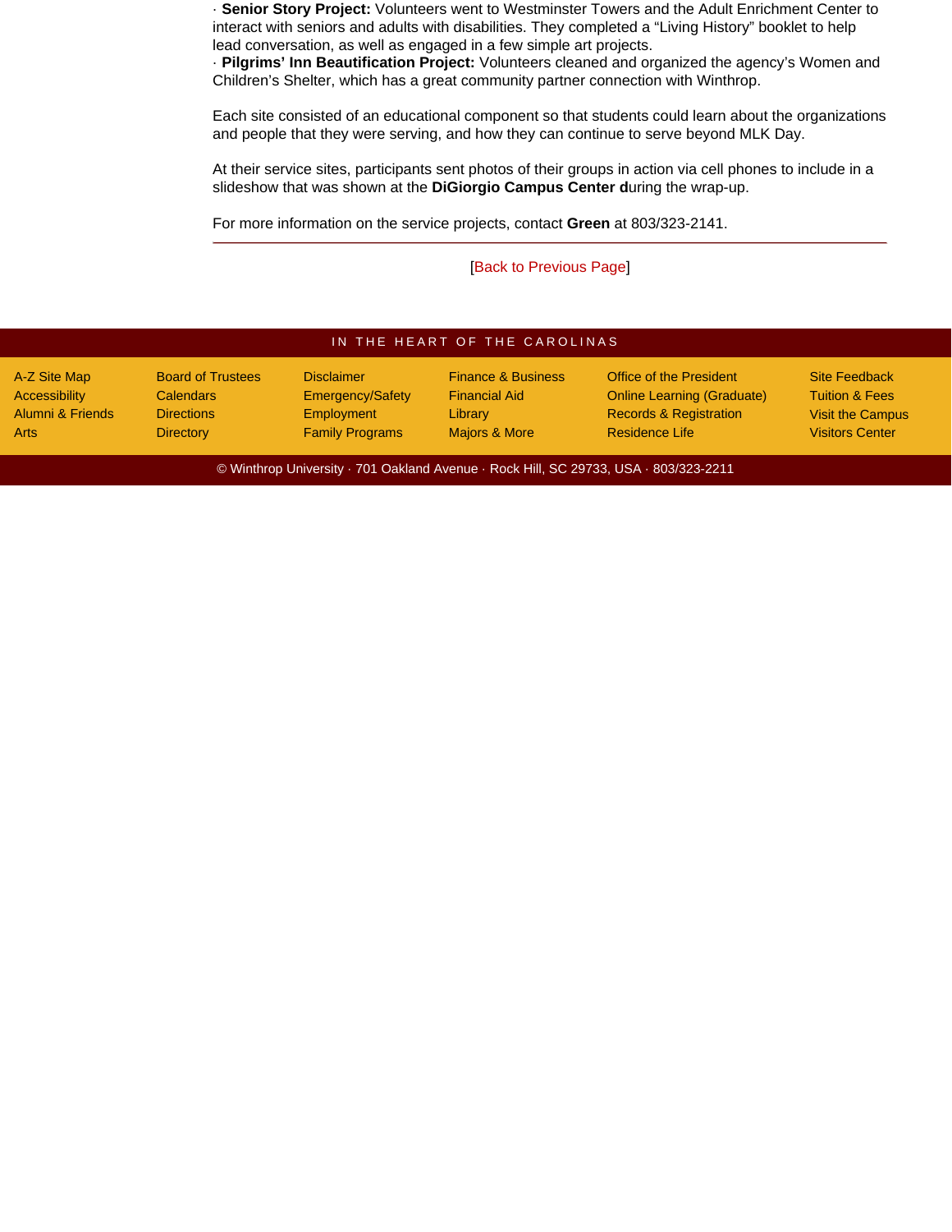· **Senior Story Project:** Volunteers went to Westminster Towers and the Adult Enrichment Center to interact with seniors and adults with disabilities. They completed a "Living History" booklet to help lead conversation, as well as engaged in a few simple art projects.
· **Pilgrims' Inn Beautification Project:** Volunteers cleaned and organized the agency's Women and Children's Shelter, which has a great community partner connection with Winthrop.

Each site consisted of an educational component so that students could learn about the organizations and people that they were serving, and how they can continue to serve beyond MLK Day.

At their service sites, participants sent photos of their groups in action via cell phones to include in a slideshow that was shown at the **DiGiorgio Campus Center d**uring the wrap-up.

For more information on the service projects, contact **Green** at 803/323-2141.

---

[Back to Previous Page]

IN THE HEART OF THE CAROLINAS

A-Z Site Map
Accessibility
Alumni & Friends
Arts
Board of Trustees
Calendars
Directions
Directory
Disclaimer
Emergency/Safety
Employment
Family Programs
Finance & Business
Financial Aid
Library
Majors & More
Office of the President
Online Learning (Graduate)
Records & Registration
Residence Life
Site Feedback
Tuition & Fees
Visit the Campus
Visitors Center

© Winthrop University · 701 Oakland Avenue · Rock Hill, SC 29733, USA · 803/323-2211